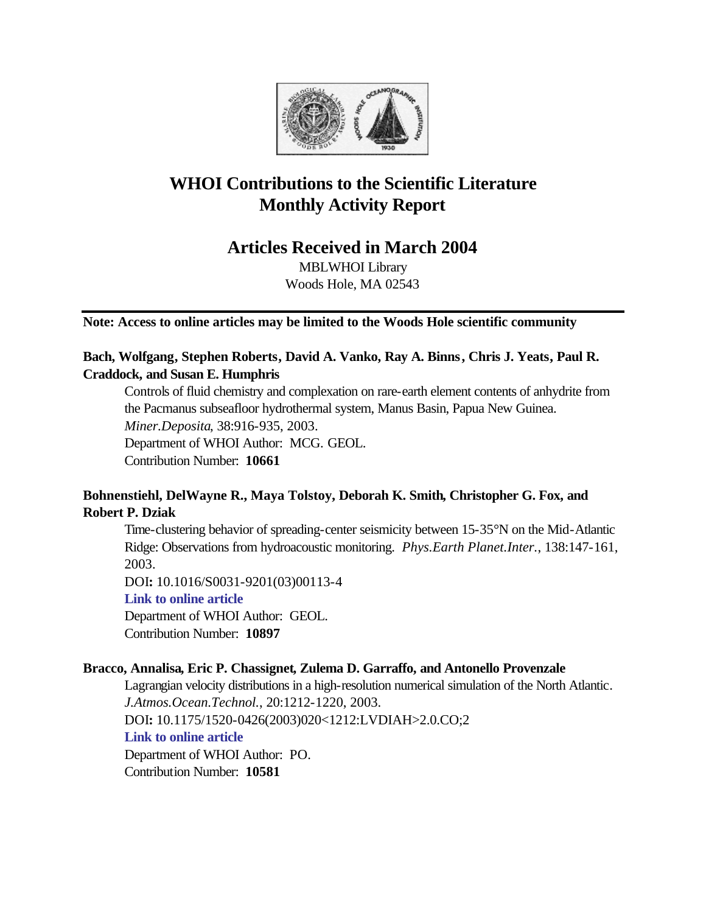# WHOI Contributions to the Scientific Literature
# Monthly Activity Report

## Articles Received in March 2004

MBLWHOI Library
Woods Hole, MA 02543

---

**Note: Access to online articles may be limited to the Woods Hole scientific community**

**Bach, Wolfgang, Stephen Roberts, David A. Vanko, Ray A. Binns, Chris J. Yeats, Paul R. Craddock, and Susan E. Humphris**

Controls of fluid chemistry and complexation on rare-earth element contents of anhydrite from the Pacmanus subseafloor hydrothermal system, Manus Basin, Papua New Guinea. *Miner.Deposita*, 38:916-935, 2003.
Department of WHOI Author: MCG. GEOL.
Contribution Number: **10661**

**Bohnenstiehl, DelWayne R., Maya Tolstoy, Deborah K. Smith, Christopher G. Fox, and Robert P. Dziak**

Time-clustering behavior of spreading-center seismicity between 15-35°N on the Mid-Atlantic Ridge: Observations from hydroacoustic monitoring. *Phys.Earth Planet.Inter.*, 138:147-161, 2003.
DOI**:** 10.1016/S0031-9201(03)00113-4
**Link to online article**
Department of WHOI Author: GEOL.
Contribution Number: **10897**

**Bracco, Annalisa, Eric P. Chassignet, Zulema D. Garraffo, and Antonello Provenzale**

Lagrangian velocity distributions in a high-resolution numerical simulation of the North Atlantic. *J.Atmos.Ocean.Technol.*, 20:1212-1220, 2003.
DOI**:** 10.1175/1520-0426(2003)020<1212:LVDIAH>2.0.CO;2
**Link to online article**
Department of WHOI Author: PO.
Contribution Number: **10581**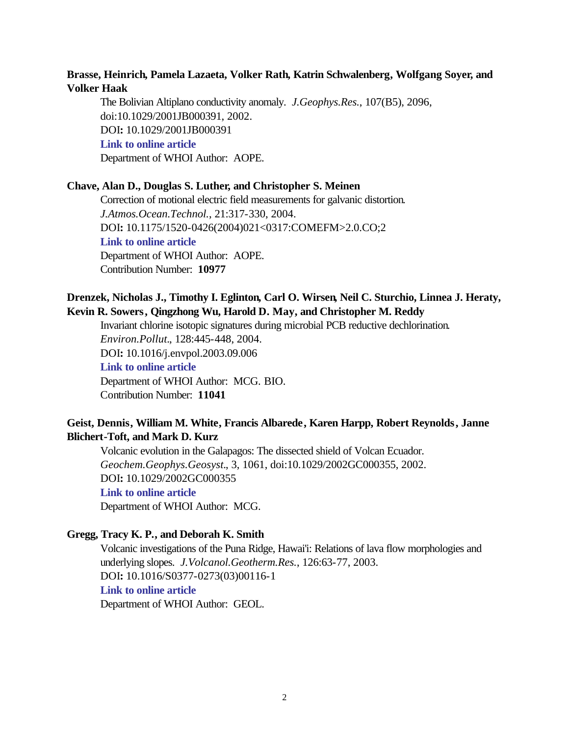**Brasse, Heinrich, Pamela Lazaeta, Volker Rath, Katrin Schwalenberg, Wolfgang Soyer, and Volker Haak**

The Bolivian Altiplano conductivity anomaly. *J.Geophys.Res.*, 107(B5), 2096, doi:10.1029/2001JB000391, 2002.
DOI**:** 10.1029/2001JB000391
**Link to online article**
Department of WHOI Author: AOPE.

**Chave, Alan D., Douglas S. Luther, and Christopher S. Meinen**

Correction of motional electric field measurements for galvanic distortion. *J.Atmos.Ocean.Technol.*, 21:317-330, 2004.
DOI**:** 10.1175/1520-0426(2004)021<0317:COMEFM>2.0.CO;2
**Link to online article**
Department of WHOI Author: AOPE.
Contribution Number: **10977**

**Drenzek, Nicholas J., Timothy I. Eglinton, Carl O. Wirsen, Neil C. Sturchio, Linnea J. Heraty, Kevin R. Sowers, Qingzhong Wu, Harold D. May, and Christopher M. Reddy**

Invariant chlorine isotopic signatures during microbial PCB reductive dechlorination. *Environ.Pollut.*, 128:445-448, 2004.
DOI**:** 10.1016/j.envpol.2003.09.006
**Link to online article**
Department of WHOI Author: MCG. BIO.
Contribution Number: **11041**

**Geist, Dennis, William M. White, Francis Albarede, Karen Harpp, Robert Reynolds, Janne Blichert-Toft, and Mark D. Kurz**

Volcanic evolution in the Galapagos: The dissected shield of Volcan Ecuador. *Geochem.Geophys.Geosyst.*, 3, 1061, doi:10.1029/2002GC000355, 2002.
DOI**:** 10.1029/2002GC000355
**Link to online article**
Department of WHOI Author: MCG.

**Gregg, Tracy K. P., and Deborah K. Smith**

Volcanic investigations of the Puna Ridge, Hawai'i: Relations of lava flow morphologies and underlying slopes. *J.Volcanol.Geotherm.Res.*, 126:63-77, 2003.
DOI**:** 10.1016/S0377-0273(03)00116-1
**Link to online article**
Department of WHOI Author: GEOL.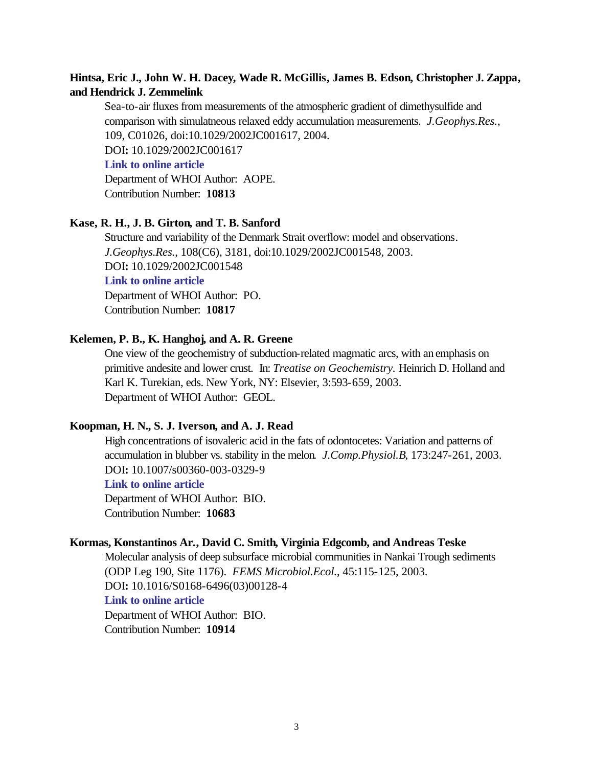**Hintsa, Eric J., John W. H. Dacey, Wade R. McGillis, James B. Edson, Christopher J. Zappa, and Hendrick J. Zemmelink**

Sea-to-air fluxes from measurements of the atmospheric gradient of dimethysulfide and comparison with simulatneous relaxed eddy accumulation measurements. *J.Geophys.Res.*, 109, C01026, doi:10.1029/2002JC001617, 2004.
DOI**:** 10.1029/2002JC001617
**Link to online article**
Department of WHOI Author: AOPE.
Contribution Number: **10813**

**Kase, R. H., J. B. Girton, and T. B. Sanford**

Structure and variability of the Denmark Strait overflow: model and observations. *J.Geophys.Res.*, 108(C6), 3181, doi:10.1029/2002JC001548, 2003.
DOI**:** 10.1029/2002JC001548
**Link to online article**
Department of WHOI Author: PO.
Contribution Number: **10817**

**Kelemen, P. B., K. Hanghoj, and A. R. Greene**

One view of the geochemistry of subduction-related magmatic arcs, with an emphasis on primitive andesite and lower crust. In: *Treatise on Geochemistry.* Heinrich D. Holland and Karl K. Turekian, eds. New York, NY: Elsevier, 3:593-659, 2003.
Department of WHOI Author: GEOL.

**Koopman, H. N., S. J. Iverson, and A. J. Read**

High concentrations of isovaleric acid in the fats of odontocetes: Variation and patterns of accumulation in blubber vs. stability in the melon. *J.Comp.Physiol.B*, 173:247-261, 2003.
DOI**:** 10.1007/s00360-003-0329-9
**Link to online article**
Department of WHOI Author: BIO.
Contribution Number: **10683**

**Kormas, Konstantinos Ar., David C. Smith, Virginia Edgcomb, and Andreas Teske**

Molecular analysis of deep subsurface microbial communities in Nankai Trough sediments (ODP Leg 190, Site 1176). *FEMS Microbiol.Ecol.*, 45:115-125, 2003.
DOI**:** 10.1016/S0168-6496(03)00128-4
**Link to online article**
Department of WHOI Author: BIO.
Contribution Number: **10914**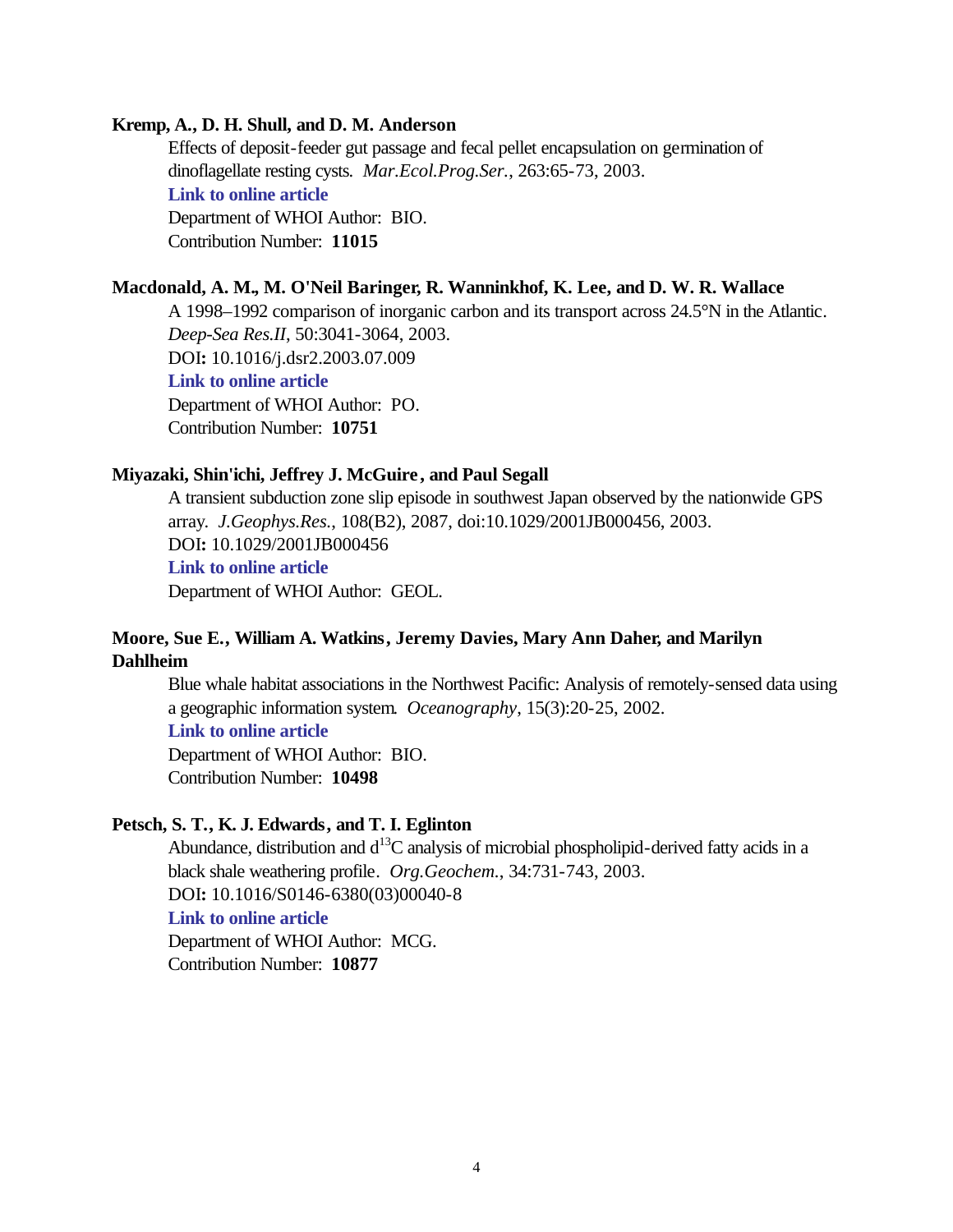**Kremp, A., D. H. Shull, and D. M. Anderson**

Effects of deposit-feeder gut passage and fecal pellet encapsulation on germination of dinoflagellate resting cysts. *Mar.Ecol.Prog.Ser.*, 263:65-73, 2003.

**Link to online article**

Department of WHOI Author: BIO.

Contribution Number: **11015**

**Macdonald, A. M., M. O'Neil Baringer, R. Wanninkhof, K. Lee, and D. W. R. Wallace**

A 1998–1992 comparison of inorganic carbon and its transport across 24.5°N in the Atlantic. *Deep-Sea Res.II*, 50:3041-3064, 2003.

DOI**:** 10.1016/j.dsr2.2003.07.009

**Link to online article**

Department of WHOI Author: PO.

Contribution Number: **10751**

**Miyazaki, Shin'ichi, Jeffrey J. McGuire, and Paul Segall**

A transient subduction zone slip episode in southwest Japan observed by the nationwide GPS array. *J.Geophys.Res.*, 108(B2), 2087, doi:10.1029/2001JB000456, 2003.

DOI**:** 10.1029/2001JB000456

**Link to online article**

Department of WHOI Author: GEOL.

**Moore, Sue E., William A. Watkins, Jeremy Davies, Mary Ann Daher, and Marilyn Dahlheim**

Blue whale habitat associations in the Northwest Pacific: Analysis of remotely-sensed data using a geographic information system. *Oceanography*, 15(3):20-25, 2002.

**Link to online article**

Department of WHOI Author: BIO.

Contribution Number: **10498**

**Petsch, S. T., K. J. Edwards, and T. I. Eglinton**

Abundance, distribution and d$^{13}$C analysis of microbial phospholipid-derived fatty acids in a black shale weathering profile. *Org.Geochem.*, 34:731-743, 2003.

DOI**:** 10.1016/S0146-6380(03)00040-8

**Link to online article**

Department of WHOI Author: MCG.

Contribution Number: **10877**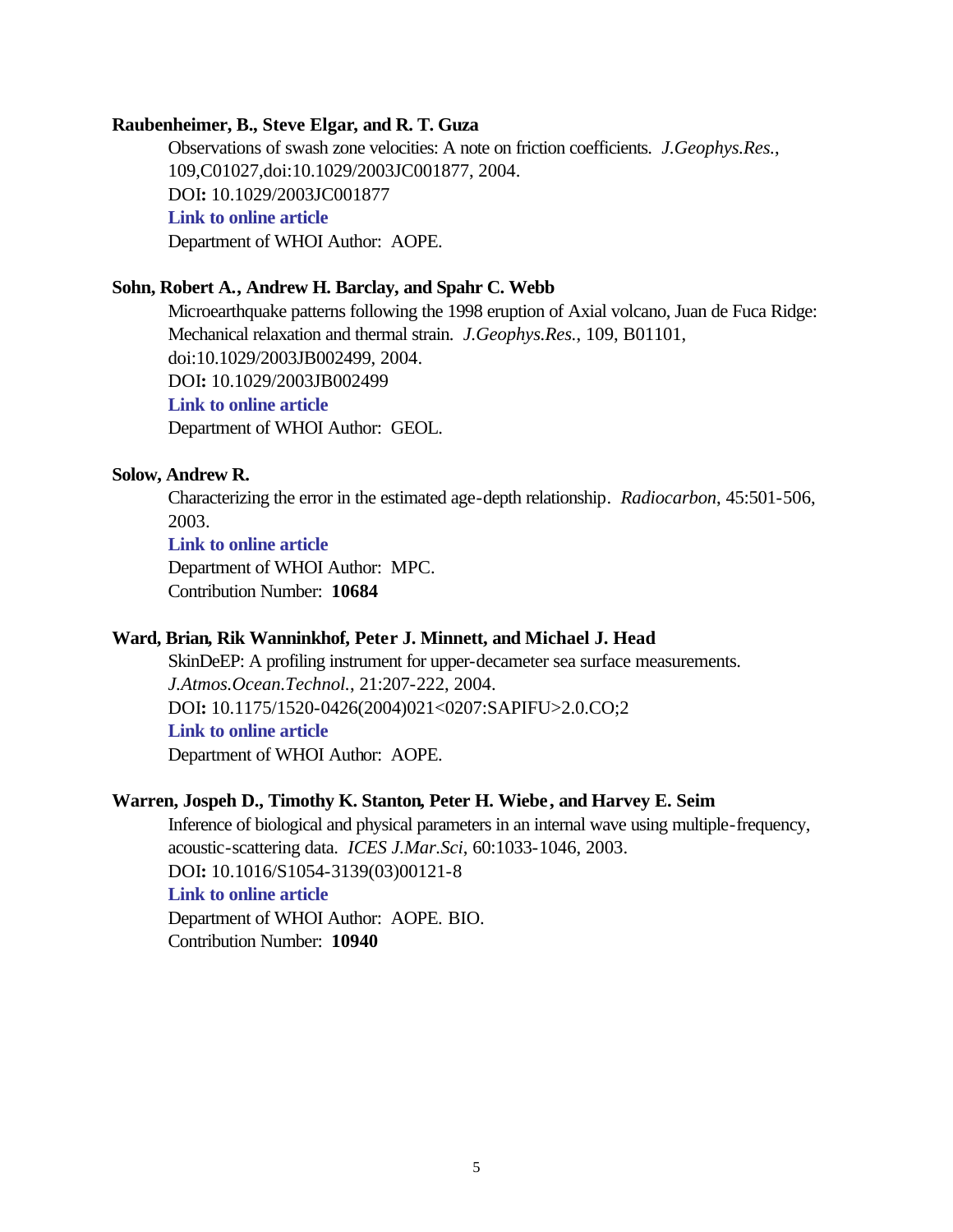**Raubenheimer, B., Steve Elgar, and R. T. Guza**

Observations of swash zone velocities: A note on friction coefficients. *J.Geophys.Res.*, 109,C01027,doi:10.1029/2003JC001877, 2004.
DOI**:** 10.1029/2003JC001877
**Link to online article**
Department of WHOI Author: AOPE.

**Sohn, Robert A., Andrew H. Barclay, and Spahr C. Webb**

Microearthquake patterns following the 1998 eruption of Axial volcano, Juan de Fuca Ridge: Mechanical relaxation and thermal strain. *J.Geophys.Res.*, 109, B01101, doi:10.1029/2003JB002499, 2004.
DOI**:** 10.1029/2003JB002499
**Link to online article**
Department of WHOI Author: GEOL.

**Solow, Andrew R.**

Characterizing the error in the estimated age-depth relationship. *Radiocarbon*, 45:501-506, 2003.
**Link to online article**
Department of WHOI Author: MPC.
Contribution Number: **10684**

**Ward, Brian, Rik Wanninkhof, Peter J. Minnett, and Michael J. Head**

SkinDeEP: A profiling instrument for upper-decameter sea surface measurements. *J.Atmos.Ocean.Technol.*, 21:207-222, 2004.
DOI**:** 10.1175/1520-0426(2004)021<0207:SAPIFU>2.0.CO;2
**Link to online article**
Department of WHOI Author: AOPE.

**Warren, Jospeh D., Timothy K. Stanton, Peter H. Wiebe, and Harvey E. Seim**

Inference of biological and physical parameters in an internal wave using multiple-frequency, acoustic-scattering data. *ICES J.Mar.Sci*, 60:1033-1046, 2003.
DOI**:** 10.1016/S1054-3139(03)00121-8
**Link to online article**
Department of WHOI Author: AOPE. BIO.
Contribution Number: **10940**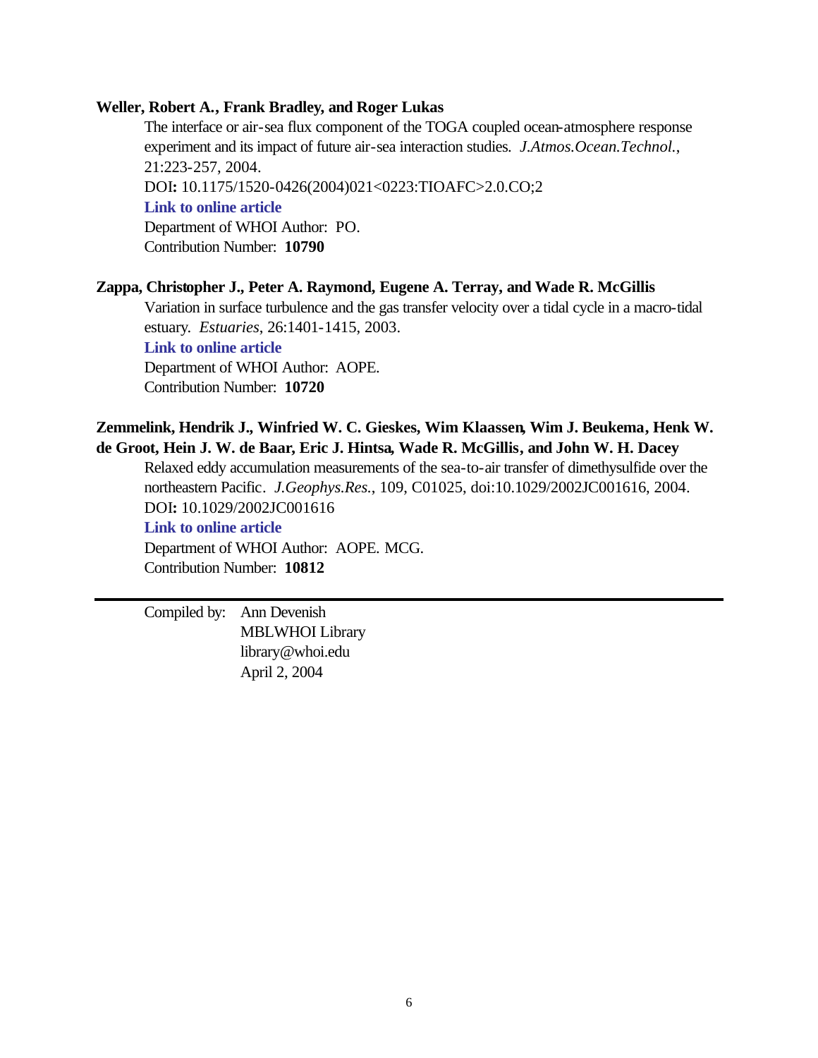**Weller, Robert A., Frank Bradley, and Roger Lukas**

The interface or air-sea flux component of the TOGA coupled ocean-atmosphere response experiment and its impact of future air-sea interaction studies. *J.Atmos.Ocean.Technol.*, 21:223-257, 2004.

**DOI:** 10.1175/1520-0426(2004)021<0223:TIOAFC>2.0.CO;2

**Link to online article**

Department of WHOI Author: PO.

Contribution Number: **10790**

**Zappa, Christopher J., Peter A. Raymond, Eugene A. Terray, and Wade R. McGillis**

Variation in surface turbulence and the gas transfer velocity over a tidal cycle in a macro-tidal estuary. *Estuaries*, 26:1401-1415, 2003.

**Link to online article**

Department of WHOI Author: AOPE.

Contribution Number: **10720**

**Zemmelink, Hendrik J., Winfried W. C. Gieskes, Wim Klaassen, Wim J. Beukema, Henk W. de Groot, Hein J. W. de Baar, Eric J. Hintsa, Wade R. McGillis, and John W. H. Dacey**

Relaxed eddy accumulation measurements of the sea-to-air transfer of dimethysulfide over the northeastern Pacific. *J.Geophys.Res.*, 109, C01025, doi:10.1029/2002JC001616, 2004.

**DOI:** 10.1029/2002JC001616

**Link to online article**

Department of WHOI Author: AOPE. MCG.

Contribution Number: **10812**

---

Compiled by: Ann Devenish
MBLWHOI Library
library@whoi.edu
April 2, 2004